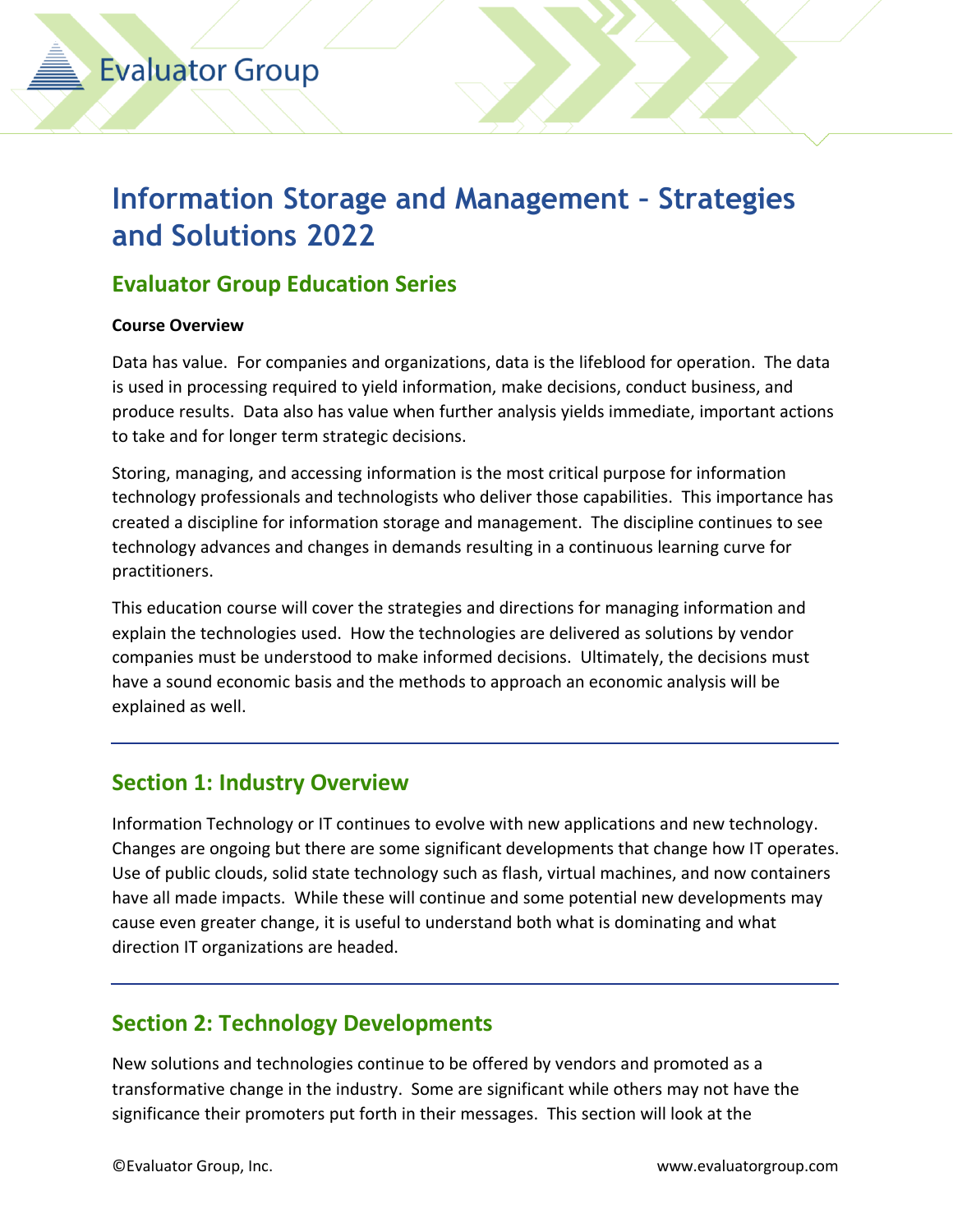# Information Storage and Management – Strategies and Solutions 2022

## Evaluator Group Education Series

**Course Overview**

Data has value. For companies and organizations, data is the lifeblood for operation. The data is used in processing required to yield information, make decisions, conduct business, and produce results. Data also has value when further analysis yields immediate, important actions to take and for longer term strategic decisions.

Storing, managing, and accessing information is the most critical purpose for information technology professionals and technologists who deliver those capabilities. This importance has created a discipline for information storage and management. The discipline continues to see technology advances and changes in demands resulting in a continuous learning curve for practitioners.

This education course will cover the strategies and directions for managing information and explain the technologies used. How the technologies are delivered as solutions by vendor companies must be understood to make informed decisions. Ultimately, the decisions must have a sound economic basis and the methods to approach an economic analysis will be explained as well.

## Section 1: Industry Overview

Information Technology or IT continues to evolve with new applications and new technology. Changes are ongoing but there are some significant developments that change how IT operates. Use of public clouds, solid state technology such as flash, virtual machines, and now containers have all made impacts. While these will continue and some potential new developments may cause even greater change, it is useful to understand both what is dominating and what direction IT organizations are headed.

## Section 2: Technology Developments

New solutions and technologies continue to be offered by vendors and promoted as a transformative change in the industry. Some are significant while others may not have the significance their promoters put forth in their messages. This section will look at the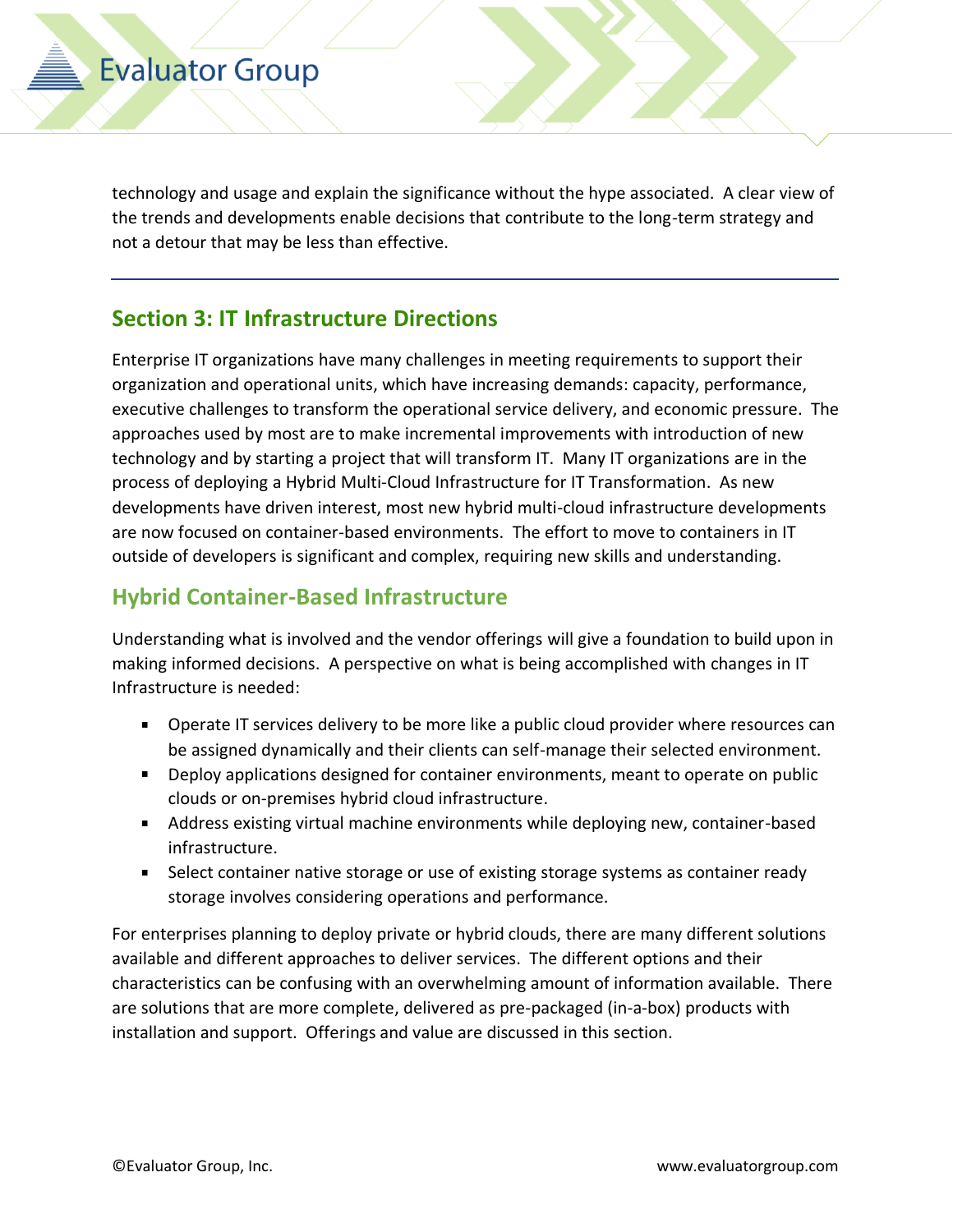technology and usage and explain the significance without the hype associated. A clear view of the trends and developments enable decisions that contribute to the long-term strategy and not a detour that may be less than effective.

---

## Section 3: IT Infrastructure Directions

Enterprise IT organizations have many challenges in meeting requirements to support their organization and operational units, which have increasing demands: capacity, performance, executive challenges to transform the operational service delivery, and economic pressure. The approaches used by most are to make incremental improvements with introduction of new technology and by starting a project that will transform IT. Many IT organizations are in the process of deploying a Hybrid Multi-Cloud Infrastructure for IT Transformation. As new developments have driven interest, most new hybrid multi-cloud infrastructure developments are now focused on container-based environments. The effort to move to containers in IT outside of developers is significant and complex, requiring new skills and understanding.

### Hybrid Container-Based Infrastructure

Understanding what is involved and the vendor offerings will give a foundation to build upon in making informed decisions. A perspective on what is being accomplished with changes in IT Infrastructure is needed:

- Operate IT services delivery to be more like a public cloud provider where resources can be assigned dynamically and their clients can self-manage their selected environment.
- Deploy applications designed for container environments, meant to operate on public clouds or on-premises hybrid cloud infrastructure.
- Address existing virtual machine environments while deploying new, container-based infrastructure.
- Select container native storage or use of existing storage systems as container ready storage involves considering operations and performance.

For enterprises planning to deploy private or hybrid clouds, there are many different solutions available and different approaches to deliver services. The different options and their characteristics can be confusing with an overwhelming amount of information available. There are solutions that are more complete, delivered as pre-packaged (in-a-box) products with installation and support. Offerings and value are discussed in this section.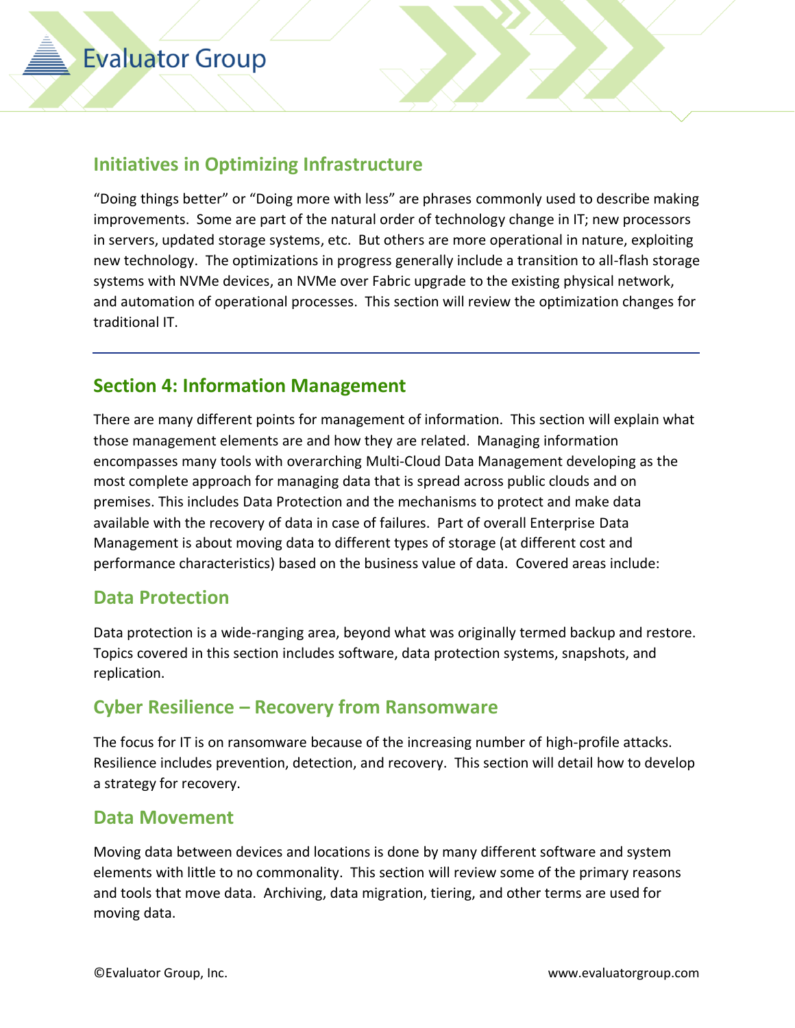## Initiatives in Optimizing Infrastructure

"Doing things better" or "Doing more with less" are phrases commonly used to describe making improvements. Some are part of the natural order of technology change in IT; new processors in servers, updated storage systems, etc. But others are more operational in nature, exploiting new technology. The optimizations in progress generally include a transition to all-flash storage systems with NVMe devices, an NVMe over Fabric upgrade to the existing physical network, and automation of operational processes. This section will review the optimization changes for traditional IT.

---

## Section 4: Information Management

There are many different points for management of information. This section will explain what those management elements are and how they are related. Managing information encompasses many tools with overarching Multi-Cloud Data Management developing as the most complete approach for managing data that is spread across public clouds and on premises. This includes Data Protection and the mechanisms to protect and make data available with the recovery of data in case of failures. Part of overall Enterprise Data Management is about moving data to different types of storage (at different cost and performance characteristics) based on the business value of data. Covered areas include:

### Data Protection

Data protection is a wide-ranging area, beyond what was originally termed backup and restore. Topics covered in this section includes software, data protection systems, snapshots, and replication.

### Cyber Resilience – Recovery from Ransomware

The focus for IT is on ransomware because of the increasing number of high-profile attacks. Resilience includes prevention, detection, and recovery. This section will detail how to develop a strategy for recovery.

### Data Movement

Moving data between devices and locations is done by many different software and system elements with little to no commonality. This section will review some of the primary reasons and tools that move data. Archiving, data migration, tiering, and other terms are used for moving data.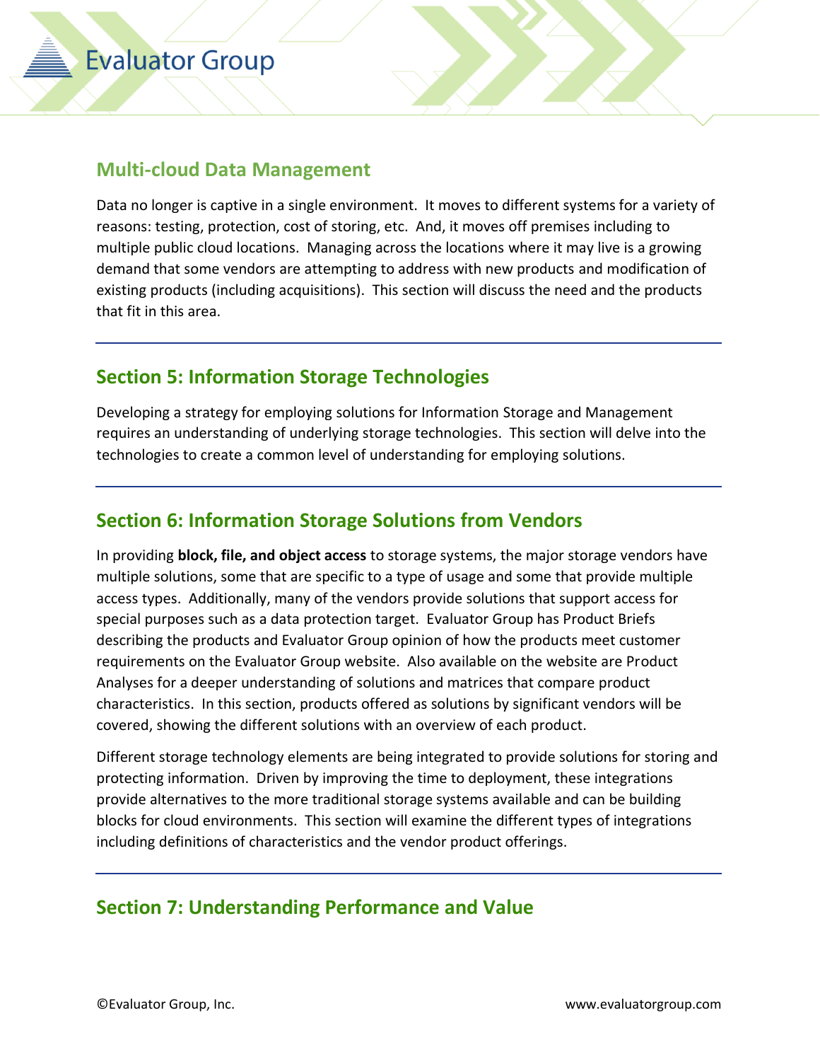### Multi-cloud Data Management

Data no longer is captive in a single environment. It moves to different systems for a variety of reasons: testing, protection, cost of storing, etc. And, it moves off premises including to multiple public cloud locations. Managing across the locations where it may live is a growing demand that some vendors are attempting to address with new products and modification of existing products (including acquisitions). This section will discuss the need and the products that fit in this area.

---

## Section 5: Information Storage Technologies

Developing a strategy for employing solutions for Information Storage and Management requires an understanding of underlying storage technologies. This section will delve into the technologies to create a common level of understanding for employing solutions.

---

## Section 6: Information Storage Solutions from Vendors

In providing **block, file, and object access** to storage systems, the major storage vendors have multiple solutions, some that are specific to a type of usage and some that provide multiple access types. Additionally, many of the vendors provide solutions that support access for special purposes such as a data protection target. Evaluator Group has Product Briefs describing the products and Evaluator Group opinion of how the products meet customer requirements on the Evaluator Group website. Also available on the website are Product Analyses for a deeper understanding of solutions and matrices that compare product characteristics. In this section, products offered as solutions by significant vendors will be covered, showing the different solutions with an overview of each product.

Different storage technology elements are being integrated to provide solutions for storing and protecting information. Driven by improving the time to deployment, these integrations provide alternatives to the more traditional storage systems available and can be building blocks for cloud environments. This section will examine the different types of integrations including definitions of characteristics and the vendor product offerings.

---

## Section 7: Understanding Performance and Value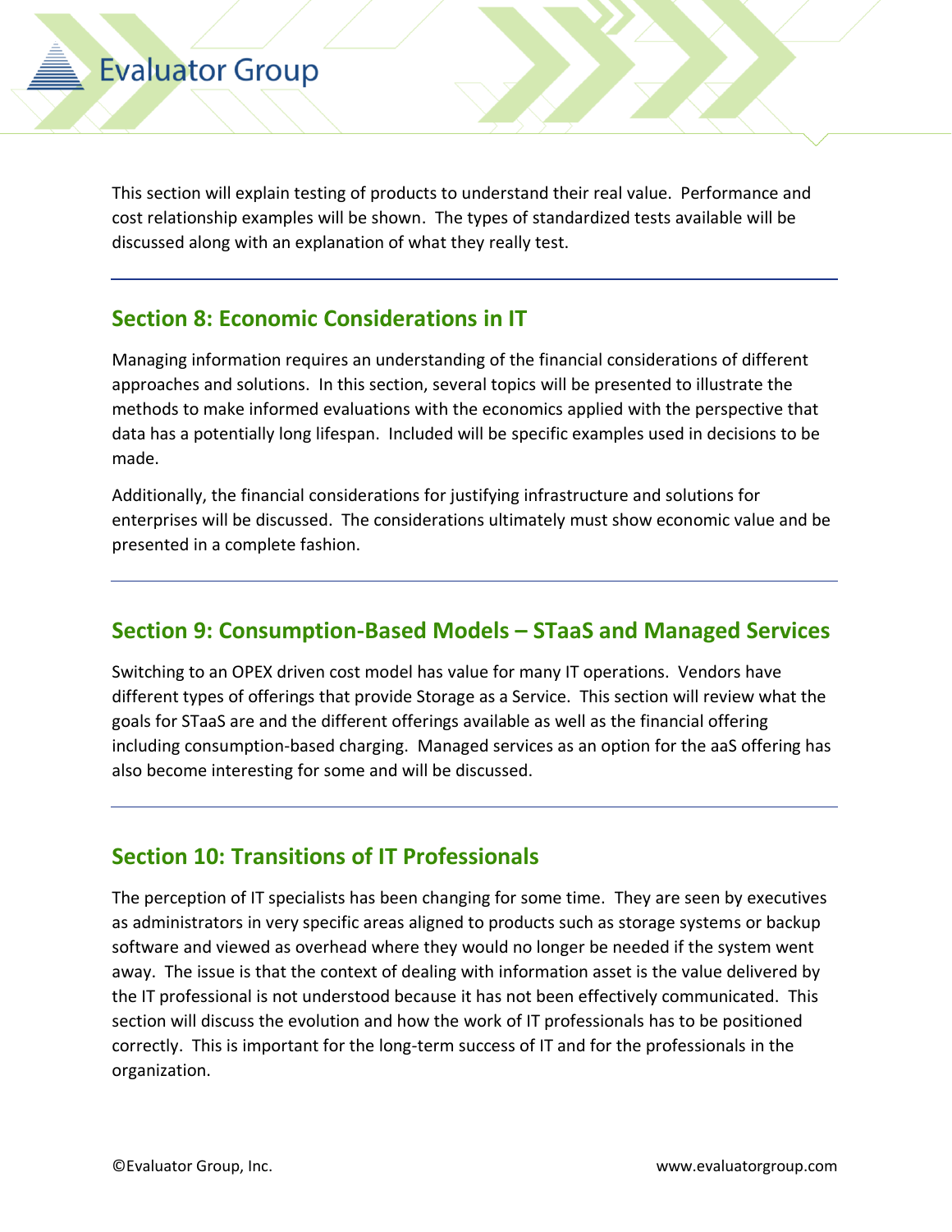This section will explain testing of products to understand their real value. Performance and cost relationship examples will be shown. The types of standardized tests available will be discussed along with an explanation of what they really test.

---

## Section 8: Economic Considerations in IT

Managing information requires an understanding of the financial considerations of different approaches and solutions. In this section, several topics will be presented to illustrate the methods to make informed evaluations with the economics applied with the perspective that data has a potentially long lifespan. Included will be specific examples used in decisions to be made.

Additionally, the financial considerations for justifying infrastructure and solutions for enterprises will be discussed. The considerations ultimately must show economic value and be presented in a complete fashion.

---

## Section 9: Consumption-Based Models – STaaS and Managed Services

Switching to an OPEX driven cost model has value for many IT operations. Vendors have different types of offerings that provide Storage as a Service. This section will review what the goals for STaaS are and the different offerings available as well as the financial offering including consumption-based charging. Managed services as an option for the aaS offering has also become interesting for some and will be discussed.

---

## Section 10: Transitions of IT Professionals

The perception of IT specialists has been changing for some time. They are seen by executives as administrators in very specific areas aligned to products such as storage systems or backup software and viewed as overhead where they would no longer be needed if the system went away. The issue is that the context of dealing with information asset is the value delivered by the IT professional is not understood because it has not been effectively communicated. This section will discuss the evolution and how the work of IT professionals has to be positioned correctly. This is important for the long-term success of IT and for the professionals in the organization.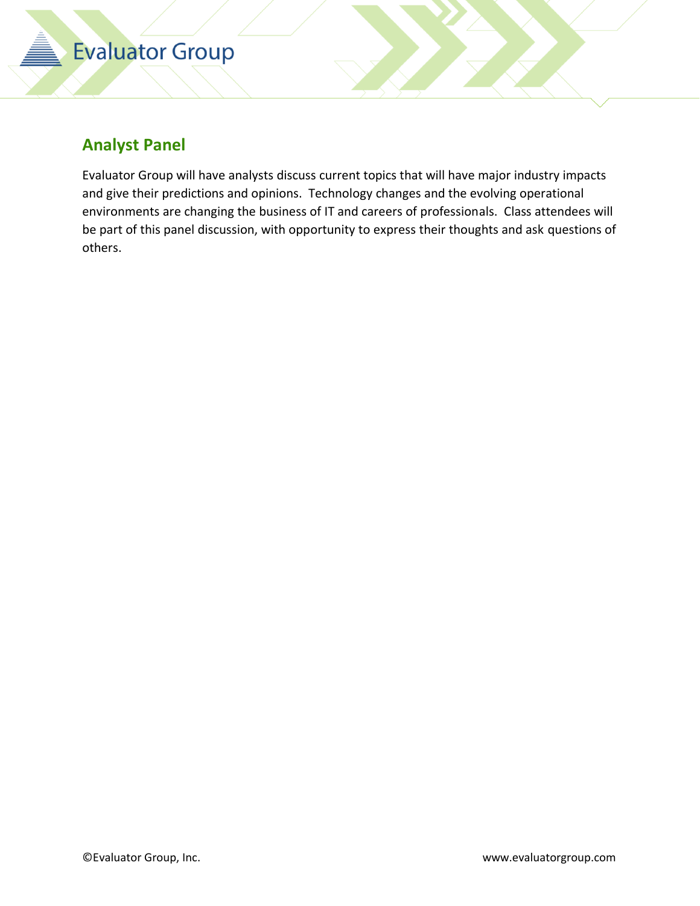## Analyst Panel

Evaluator Group will have analysts discuss current topics that will have major industry impacts and give their predictions and opinions. Technology changes and the evolving operational environments are changing the business of IT and careers of professionals. Class attendees will be part of this panel discussion, with opportunity to express their thoughts and ask questions of others.